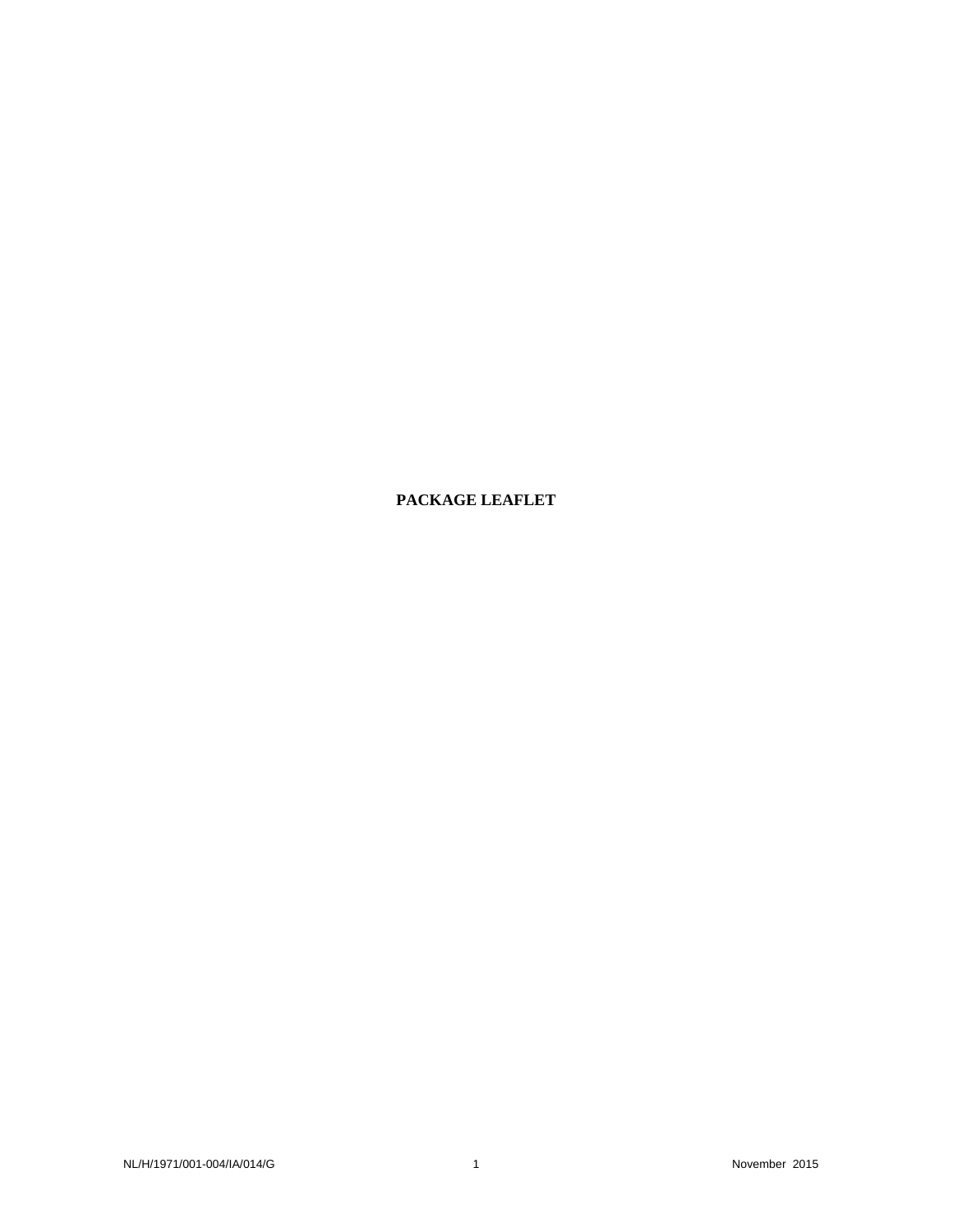**PACKAGE LEAFLET**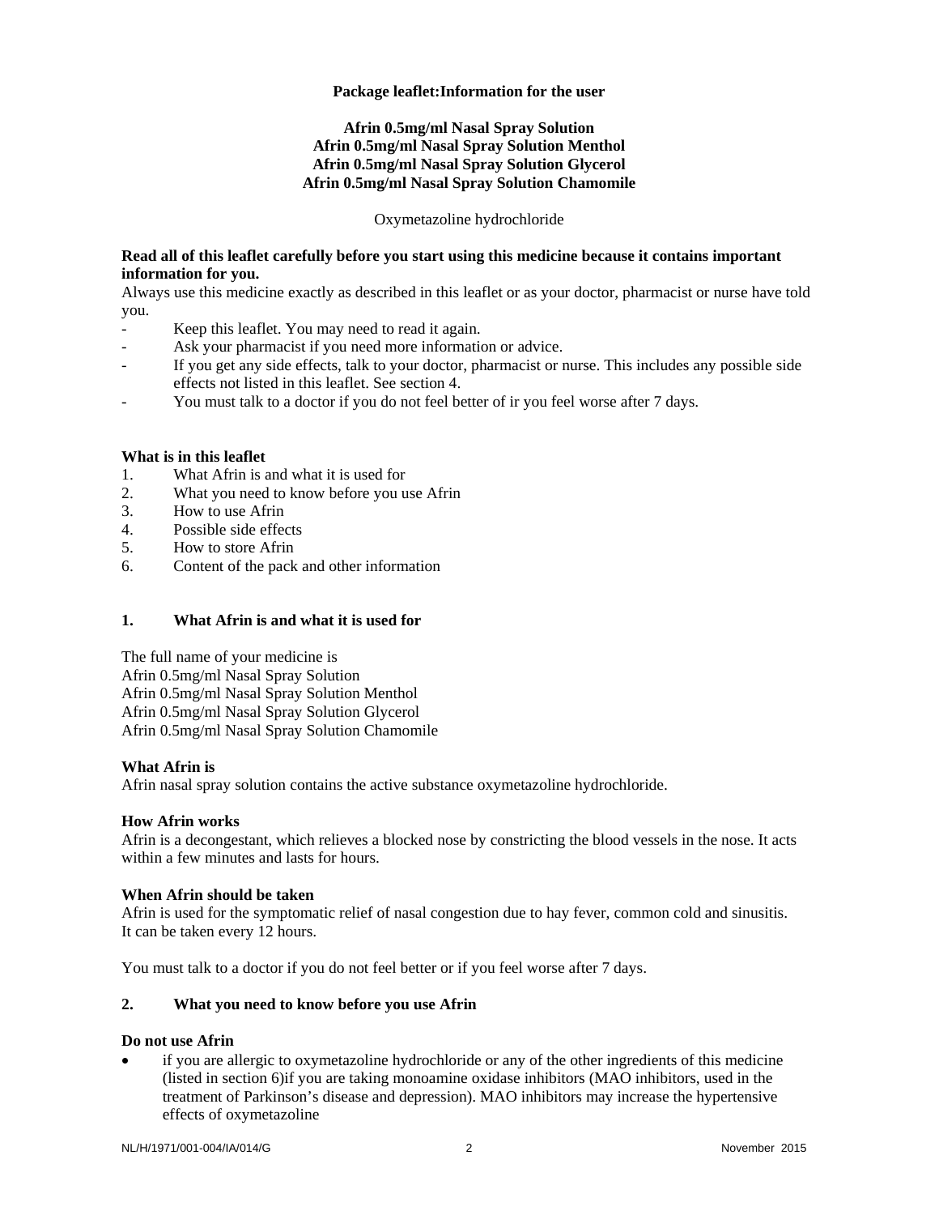**Package leaflet:Information for the user**

**Afrin 0.5mg/ml Nasal Spray Solution**
**Afrin 0.5mg/ml Nasal Spray Solution Menthol**
**Afrin 0.5mg/ml Nasal Spray Solution Glycerol**
**Afrin 0.5mg/ml Nasal Spray Solution Chamomile**

Oxymetazoline hydrochloride

**Read all of this leaflet carefully before you start using this medicine because it contains important information for you.**
Always use this medicine exactly as described in this leaflet or as your doctor, pharmacist or nurse have told you.

- Keep this leaflet. You may need to read it again.
- Ask your pharmacist if you need more information or advice.
- If you get any side effects, talk to your doctor, pharmacist or nurse. This includes any possible side effects not listed in this leaflet. See section 4.
- You must talk to a doctor if you do not feel better of ir you feel worse after 7 days.

**What is in this leaflet**

1. What Afrin is and what it is used for
2. What you need to know before you use Afrin
3. How to use Afrin
4. Possible side effects
5. How to store Afrin
6. Content of the pack and other information

## 1. What Afrin is and what it is used for

The full name of your medicine is
Afrin 0.5mg/ml Nasal Spray Solution
Afrin 0.5mg/ml Nasal Spray Solution Menthol
Afrin 0.5mg/ml Nasal Spray Solution Glycerol
Afrin 0.5mg/ml Nasal Spray Solution Chamomile

**What Afrin is**
Afrin nasal spray solution contains the active substance oxymetazoline hydrochloride.

**How Afrin works**
Afrin is a decongestant, which relieves a blocked nose by constricting the blood vessels in the nose. It acts within a few minutes and lasts for hours.

**When Afrin should be taken**
Afrin is used for the symptomatic relief of nasal congestion due to hay fever, common cold and sinusitis. It can be taken every 12 hours.

You must talk to a doctor if you do not feel better or if you feel worse after 7 days.

## 2. What you need to know before you use Afrin

**Do not use Afrin**

- if you are allergic to oxymetazoline hydrochloride or any of the other ingredients of this medicine (listed in section 6)if you are taking monoamine oxidase inhibitors (MAO inhibitors, used in the treatment of Parkinson's disease and depression). MAO inhibitors may increase the hypertensive effects of oxymetazoline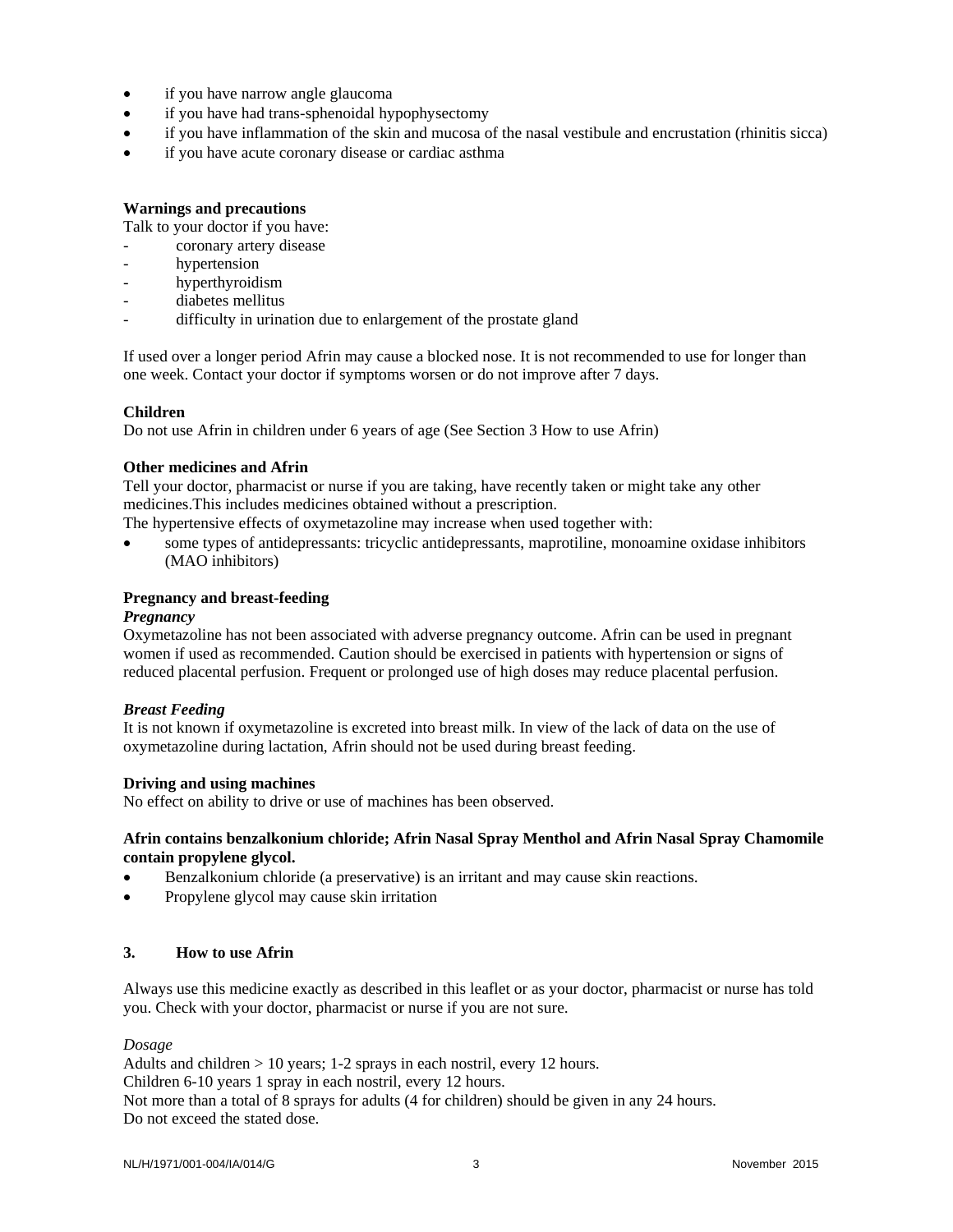- if you have narrow angle glaucoma
- if you have had trans-sphenoidal hypophysectomy
- if you have inflammation of the skin and mucosa of the nasal vestibule and encrustation (rhinitis sicca)
- if you have acute coronary disease or cardiac asthma

**Warnings and precautions**

Talk to your doctor if you have:

- coronary artery disease
- hypertension
- hyperthyroidism
- diabetes mellitus
- difficulty in urination due to enlargement of the prostate gland

If used over a longer period Afrin may cause a blocked nose. It is not recommended to use for longer than one week. Contact your doctor if symptoms worsen or do not improve after 7 days.

**Children**

Do not use Afrin in children under 6 years of age (See Section 3 How to use Afrin)

**Other medicines and Afrin**

Tell your doctor, pharmacist or nurse if you are taking, have recently taken or might take any other medicines.This includes medicines obtained without a prescription.

The hypertensive effects of oxymetazoline may increase when used together with:

- some types of antidepressants: tricyclic antidepressants, maprotiline, monoamine oxidase inhibitors (MAO inhibitors)

**Pregnancy and breast-feeding**

***Pregnancy***

Oxymetazoline has not been associated with adverse pregnancy outcome. Afrin can be used in pregnant women if used as recommended. Caution should be exercised in patients with hypertension or signs of reduced placental perfusion. Frequent or prolonged use of high doses may reduce placental perfusion.

***Breast Feeding***

It is not known if oxymetazoline is excreted into breast milk. In view of the lack of data on the use of oxymetazoline during lactation, Afrin should not be used during breast feeding.

**Driving and using machines**

No effect on ability to drive or use of machines has been observed.

**Afrin contains benzalkonium chloride; Afrin Nasal Spray Menthol and Afrin Nasal Spray Chamomile contain propylene glycol.**

- Benzalkonium chloride (a preservative) is an irritant and may cause skin reactions.
- Propylene glycol may cause skin irritation

## 3. How to use Afrin

Always use this medicine exactly as described in this leaflet or as your doctor, pharmacist or nurse has told you. Check with your doctor, pharmacist or nurse if you are not sure.

*Dosage*

Adults and children > 10 years; 1-2 sprays in each nostril, every 12 hours.
Children 6-10 years 1 spray in each nostril, every 12 hours.
Not more than a total of 8 sprays for adults (4 for children) should be given in any 24 hours.
Do not exceed the stated dose.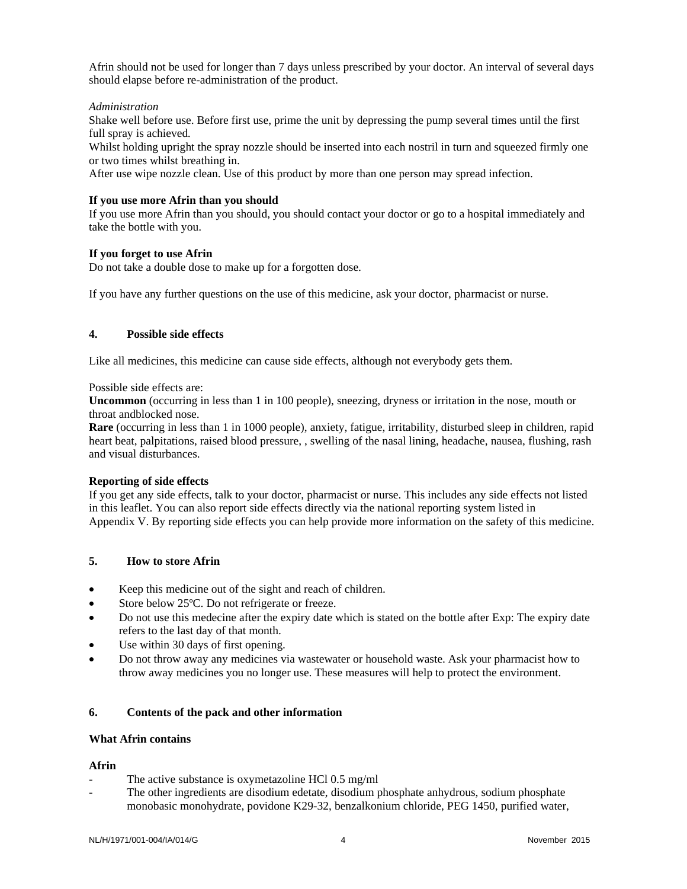Afrin should not be used for longer than 7 days unless prescribed by your doctor. An interval of several days should elapse before re-administration of the product.

*Administration*

Shake well before use. Before first use, prime the unit by depressing the pump several times until the first full spray is achieved.

Whilst holding upright the spray nozzle should be inserted into each nostril in turn and squeezed firmly one or two times whilst breathing in.

After use wipe nozzle clean. Use of this product by more than one person may spread infection.

**If you use more Afrin than you should**

If you use more Afrin than you should, you should contact your doctor or go to a hospital immediately and take the bottle with you.

**If you forget to use Afrin**

Do not take a double dose to make up for a forgotten dose.

If you have any further questions on the use of this medicine, ask your doctor, pharmacist or nurse.

## 4. Possible side effects

Like all medicines, this medicine can cause side effects, although not everybody gets them.

Possible side effects are:

**Uncommon** (occurring in less than 1 in 100 people), sneezing, dryness or irritation in the nose, mouth or throat andblocked nose.

**Rare** (occurring in less than 1 in 1000 people), anxiety, fatigue, irritability, disturbed sleep in children, rapid heart beat, palpitations, raised blood pressure, , swelling of the nasal lining, headache, nausea, flushing, rash and visual disturbances.

**Reporting of side effects**

If you get any side effects, talk to your doctor, pharmacist or nurse. This includes any side effects not listed in this leaflet. You can also report side effects directly via the national reporting system listed in Appendix V. By reporting side effects you can help provide more information on the safety of this medicine.

## 5. How to store Afrin

- Keep this medicine out of the sight and reach of children.
- Store below 25ºC. Do not refrigerate or freeze.
- Do not use this medecine after the expiry date which is stated on the bottle after Exp: The expiry date refers to the last day of that month.
- Use within 30 days of first opening.
- Do not throw away any medicines via wastewater or household waste. Ask your pharmacist how to throw away medicines you no longer use. These measures will help to protect the environment.

## 6. Contents of the pack and other information

**What Afrin contains**

**Afrin**

- The active substance is oxymetazoline HCl 0.5 mg/ml
- The other ingredients are disodium edetate, disodium phosphate anhydrous, sodium phosphate monobasic monohydrate, povidone K29-32, benzalkonium chloride, PEG 1450, purified water,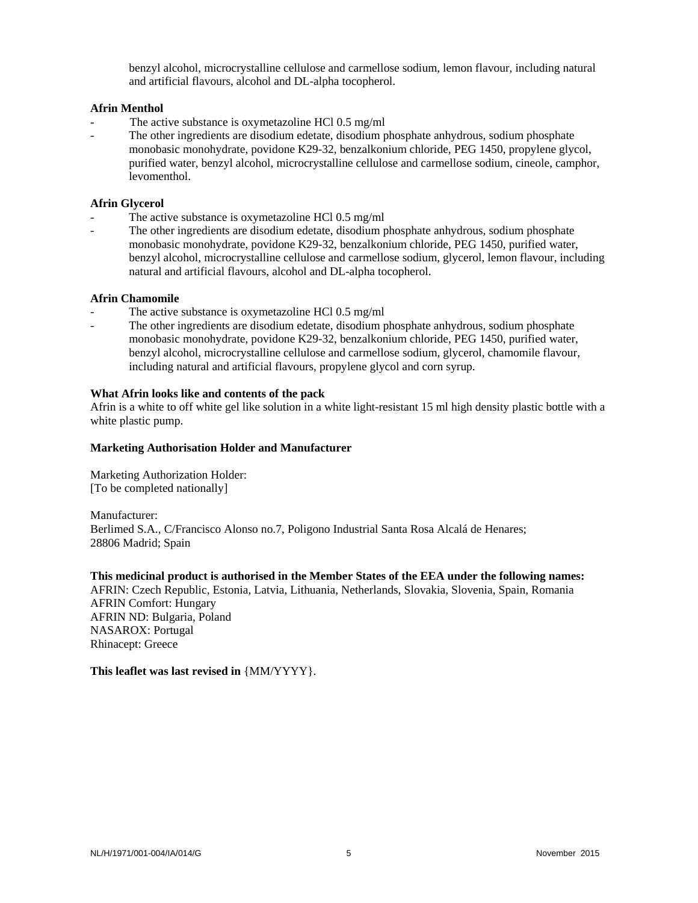benzyl alcohol, microcrystalline cellulose and carmellose sodium, lemon flavour, including natural and artificial flavours, alcohol and DL-alpha tocopherol.

**Afrin Menthol**

- The active substance is oxymetazoline HCl 0.5 mg/ml
- The other ingredients are disodium edetate, disodium phosphate anhydrous, sodium phosphate monobasic monohydrate, povidone K29-32, benzalkonium chloride, PEG 1450, propylene glycol, purified water, benzyl alcohol, microcrystalline cellulose and carmellose sodium, cineole, camphor, levomenthol.

**Afrin Glycerol**

- The active substance is oxymetazoline HCl 0.5 mg/ml
- The other ingredients are disodium edetate, disodium phosphate anhydrous, sodium phosphate monobasic monohydrate, povidone K29-32, benzalkonium chloride, PEG 1450, purified water, benzyl alcohol, microcrystalline cellulose and carmellose sodium, glycerol, lemon flavour, including natural and artificial flavours, alcohol and DL-alpha tocopherol.

**Afrin Chamomile**

- The active substance is oxymetazoline HCl 0.5 mg/ml
- The other ingredients are disodium edetate, disodium phosphate anhydrous, sodium phosphate monobasic monohydrate, povidone K29-32, benzalkonium chloride, PEG 1450, purified water, benzyl alcohol, microcrystalline cellulose and carmellose sodium, glycerol, chamomile flavour, including natural and artificial flavours, propylene glycol and corn syrup.

**What Afrin looks like and contents of the pack**

Afrin is a white to off white gel like solution in a white light-resistant 15 ml high density plastic bottle with a white plastic pump.

**Marketing Authorisation Holder and Manufacturer**

Marketing Authorization Holder:
[To be completed nationally]

Manufacturer:
Berlimed S.A., C/Francisco Alonso no.7, Poligono Industrial Santa Rosa Alcalá de Henares; 28806 Madrid; Spain

**This medicinal product is authorised in the Member States of the EEA under the following names:**
AFRIN: Czech Republic, Estonia, Latvia, Lithuania, Netherlands, Slovakia, Slovenia, Spain, Romania
AFRIN Comfort: Hungary
AFRIN ND: Bulgaria, Poland
NASAROX: Portugal
Rhinacept: Greece

**This leaflet was last revised in** {MM/YYYY}.